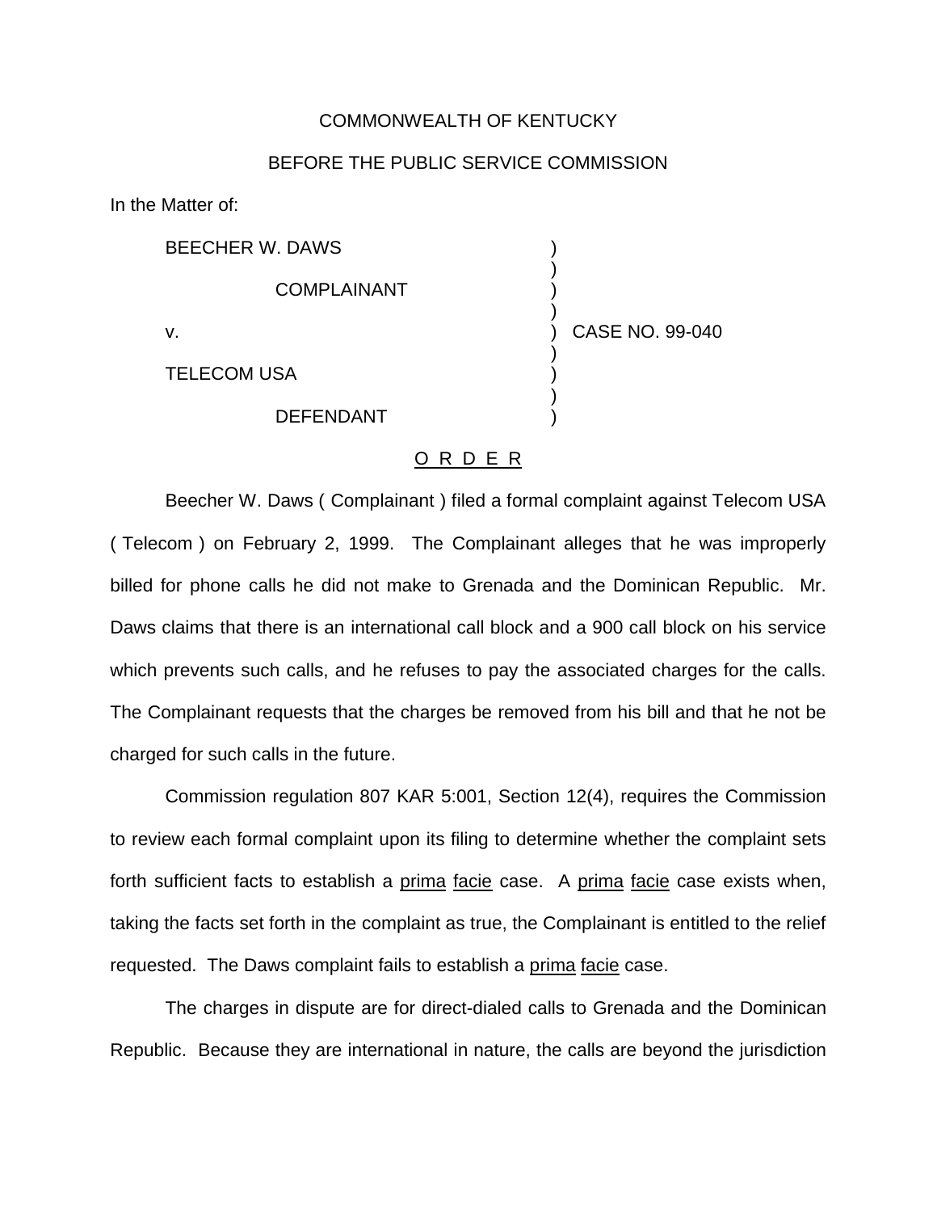COMMONWEALTH OF KENTUCKY

BEFORE THE PUBLIC SERVICE COMMISSION

In the Matter of:

BEECHER W. DAWS
COMPLAINANT

v. CASE NO. 99-040

TELECOM USA
DEFENDANT

O R D E R

Beecher W. Daws ( Complainant ) filed a formal complaint against Telecom USA ( Telecom ) on February 2, 1999. The Complainant alleges that he was improperly billed for phone calls he did not make to Grenada and the Dominican Republic. Mr. Daws claims that there is an international call block and a 900 call block on his service which prevents such calls, and he refuses to pay the associated charges for the calls. The Complainant requests that the charges be removed from his bill and that he not be charged for such calls in the future.

Commission regulation 807 KAR 5:001, Section 12(4), requires the Commission to review each formal complaint upon its filing to determine whether the complaint sets forth sufficient facts to establish a prima facie case. A prima facie case exists when, taking the facts set forth in the complaint as true, the Complainant is entitled to the relief requested. The Daws complaint fails to establish a prima facie case.

The charges in dispute are for direct-dialed calls to Grenada and the Dominican Republic. Because they are international in nature, the calls are beyond the jurisdiction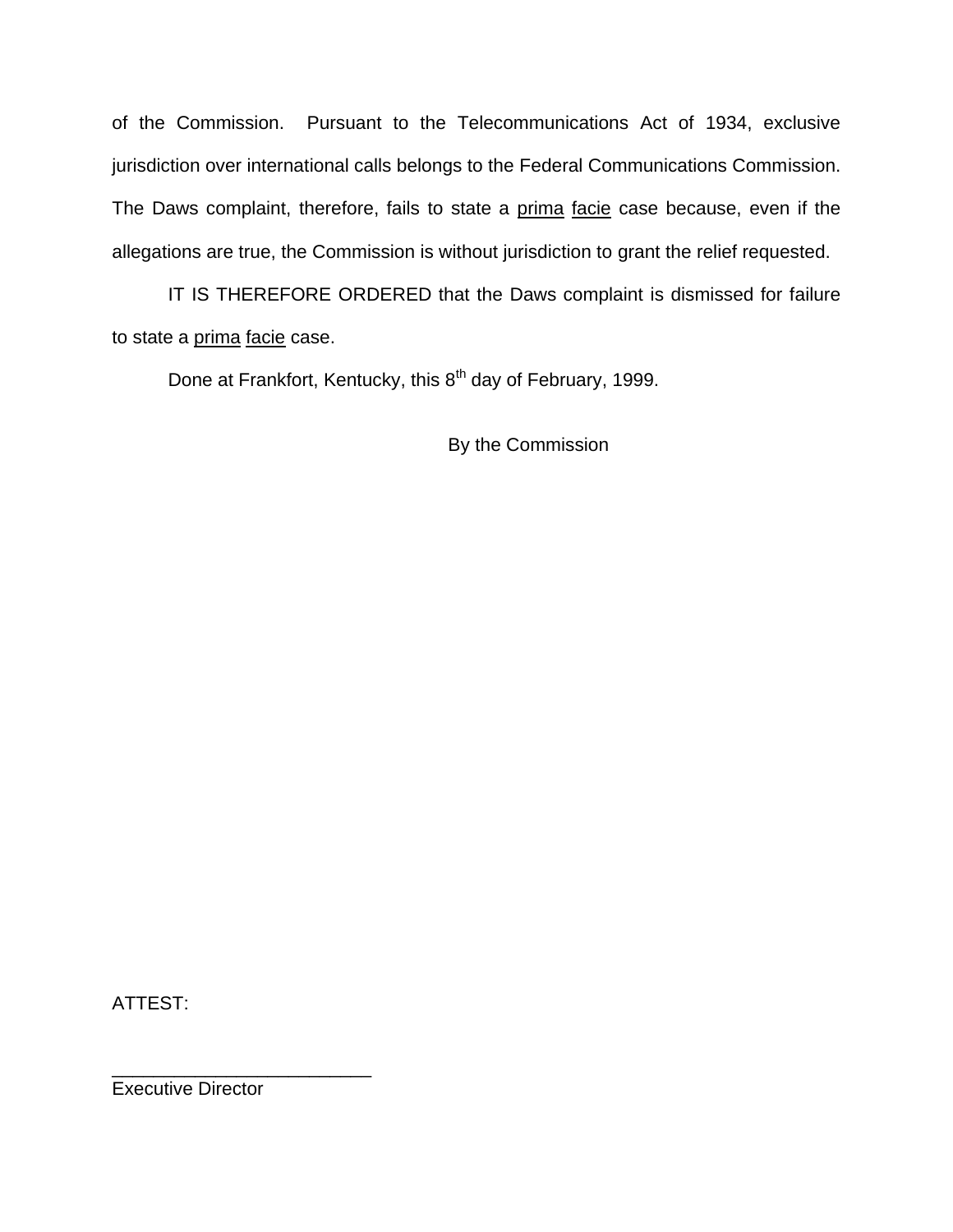of the Commission. Pursuant to the Telecommunications Act of 1934, exclusive jurisdiction over international calls belongs to the Federal Communications Commission. The Daws complaint, therefore, fails to state a prima facie case because, even if the allegations are true, the Commission is without jurisdiction to grant the relief requested.

IT IS THEREFORE ORDERED that the Daws complaint is dismissed for failure to state a prima facie case.

Done at Frankfort, Kentucky, this 8th day of February, 1999.

By the Commission

ATTEST:

_________________________
Executive Director